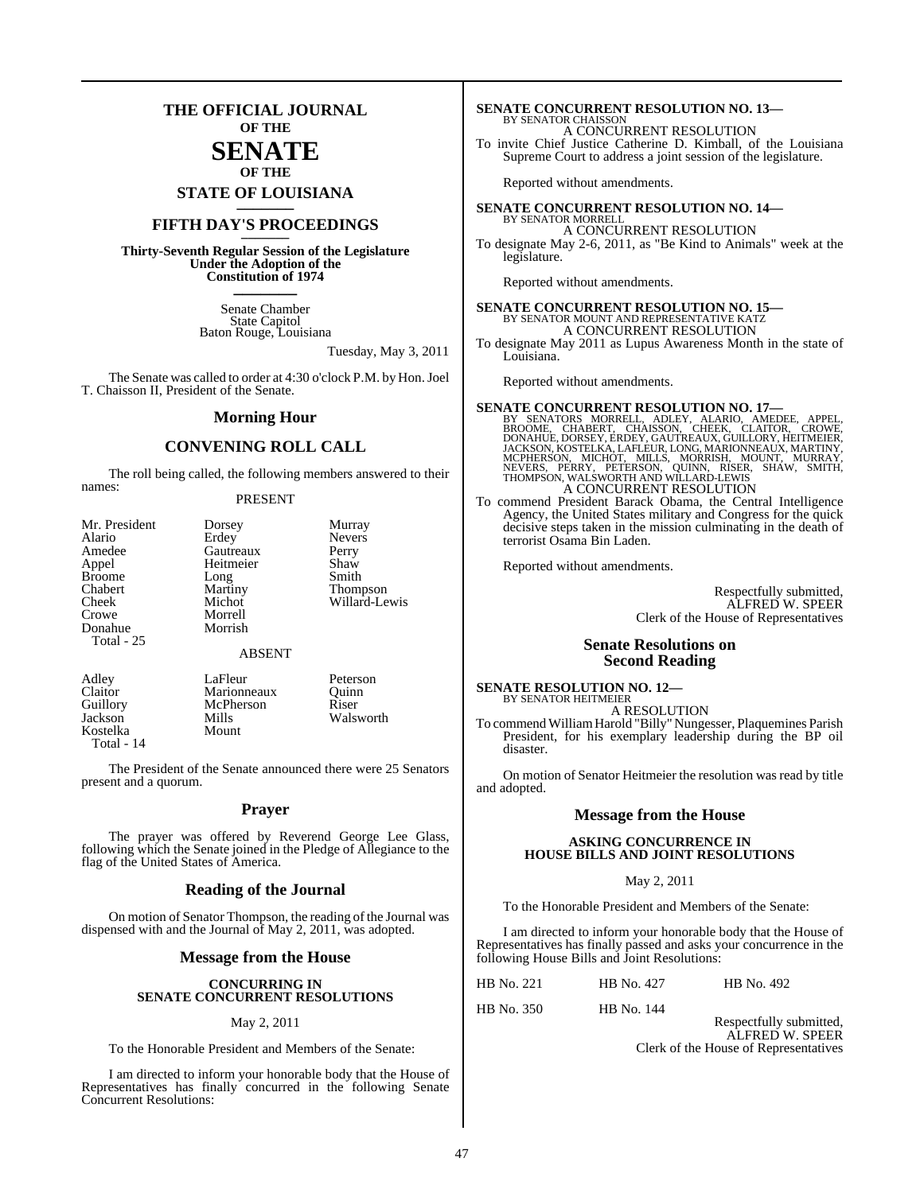# THE OFFICIAL JOURNAL OF THE SENATE OF THE STATE OF LOUISIANA

## FIFTH DAY'S PROCEEDINGS

**Thirty-Seventh Regular Session of the Legislature Under the Adoption of the Constitution of 1974**

Senate Chamber
State Capitol
Baton Rouge, Louisiana

Tuesday, May 3, 2011

The Senate was called to order at 4:30 o'clock P.M. by Hon. Joel T. Chaisson II, President of the Senate.

## Morning Hour

## CONVENING ROLL CALL

The roll being called, the following members answered to their names:

PRESENT

| | | |
|---|---|---|
| Mr. President | Dorsey | Murray |
| Alario | Erdey | Nevers |
| Amedee | Gautreaux | Perry |
| Appel | Heitmeier | Shaw |
| Broome | Long | Smith |
| Chabert | Martiny | Thompson |
| Cheek | Michot | Willard-Lewis |
| Crowe | Morrell | |
| Donahue | Morrish | |
| Total - 25 | | |

ABSENT

| | | |
|---|---|---|
| Adley | LaFleur | Peterson |
| Claitor | Marionneaux | Quinn |
| Guillory | McPherson | Riser |
| Jackson | Mills | Walsworth |
| Kostelka | Mount | |
| Total - 14 | | |

The President of the Senate announced there were 25 Senators present and a quorum.

## Prayer

The prayer was offered by Reverend George Lee Glass, following which the Senate joined in the Pledge of Allegiance to the flag of the United States of America.

## Reading of the Journal

On motion of Senator Thompson, the reading of the Journal was dispensed with and the Journal of May 2, 2011, was adopted.

## Message from the House

### CONCURRING IN SENATE CONCURRENT RESOLUTIONS

May 2, 2011

To the Honorable President and Members of the Senate:

I am directed to inform your honorable body that the House of Representatives has finally concurred in the following Senate Concurrent Resolutions:

**SENATE CONCURRENT RESOLUTION NO. 13—**
BY SENATOR CHAISSON
A CONCURRENT RESOLUTION
To invite Chief Justice Catherine D. Kimball, of the Louisiana Supreme Court to address a joint session of the legislature.

Reported without amendments.

**SENATE CONCURRENT RESOLUTION NO. 14—**
BY SENATOR MORRELL
A CONCURRENT RESOLUTION
To designate May 2-6, 2011, as "Be Kind to Animals" week at the legislature.

Reported without amendments.

**SENATE CONCURRENT RESOLUTION NO. 15—**
BY SENATOR MOUNT AND REPRESENTATIVE KATZ
A CONCURRENT RESOLUTION
To designate May 2011 as Lupus Awareness Month in the state of Louisiana.

Reported without amendments.

**SENATE CONCURRENT RESOLUTION NO. 17—**
BY SENATORS MORRELL, ADLEY, ALARIO, AMEDEE, APPEL, BROOME, CHABERT, CHAISSON, CHEEK, CLAITOR, CROWE, DONAHUE, DORSEY, ERDEY, GAUTREAUX, GUILLORY, HEITMEIER, JACKSON, KOSTELKA, LAFLEUR, LONG, MARIONNEAUX, MARTINY, MCPHERSON, MICHOT, MILLS, MORRISH, MOUNT, MURRAY, NEVERS, PERRY, PETERSON, QUINN, RISER, SHAW, SMITH, THOMPSON, WALSWORTH AND WILLARD-LEWIS
A CONCURRENT RESOLUTION
To commend President Barack Obama, the Central Intelligence Agency, the United States military and Congress for the quick decisive steps taken in the mission culminating in the death of terrorist Osama Bin Laden.

Reported without amendments.

Respectfully submitted,
ALFRED W. SPEER
Clerk of the House of Representatives

## Senate Resolutions on Second Reading

**SENATE RESOLUTION NO. 12—**
BY SENATOR HEITMEIER
A RESOLUTION
To commend William Harold "Billy" Nungesser, Plaquemines Parish President, for his exemplary leadership during the BP oil disaster.

On motion of Senator Heitmeier the resolution was read by title and adopted.

## Message from the House

### ASKING CONCURRENCE IN HOUSE BILLS AND JOINT RESOLUTIONS

May 2, 2011

To the Honorable President and Members of the Senate:

I am directed to inform your honorable body that the House of Representatives has finally passed and asks your concurrence in the following House Bills and Joint Resolutions:

| | | |
|---|---|---|
| HB No. 221 | HB No. 427 | HB No. 492 |
| HB No. 350 | HB No. 144 | |

Respectfully submitted,
ALFRED W. SPEER
Clerk of the House of Representatives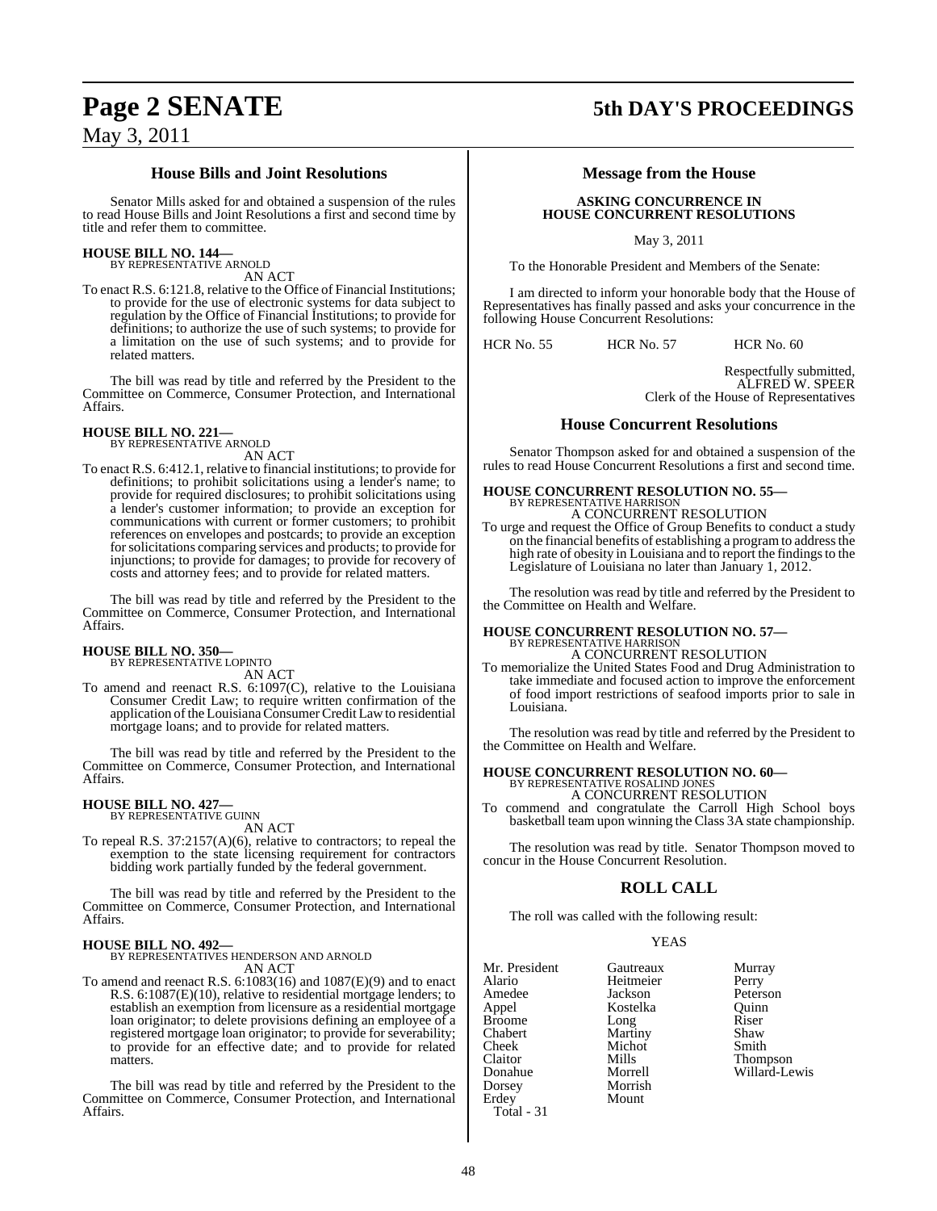## House Bills and Joint Resolutions

Senator Mills asked for and obtained a suspension of the rules to read House Bills and Joint Resolutions a first and second time by title and refer them to committee.

**HOUSE BILL NO. 144—**
BY REPRESENTATIVE ARNOLD
AN ACT

To enact R.S. 6:121.8, relative to the Office of Financial Institutions; to provide for the use of electronic systems for data subject to regulation by the Office of Financial Institutions; to provide for definitions; to authorize the use of such systems; to provide for a limitation on the use of such systems; and to provide for related matters.

The bill was read by title and referred by the President to the Committee on Commerce, Consumer Protection, and International Affairs.

**HOUSE BILL NO. 221—**
BY REPRESENTATIVE ARNOLD
AN ACT

To enact R.S. 6:412.1, relative to financial institutions; to provide for definitions; to prohibit solicitations using a lender's name; to provide for required disclosures; to prohibit solicitations using a lender's customer information; to provide an exception for communications with current or former customers; to prohibit references on envelopes and postcards; to provide an exception for solicitations comparing services and products; to provide for injunctions; to provide for damages; to provide for recovery of costs and attorney fees; and to provide for related matters.

The bill was read by title and referred by the President to the Committee on Commerce, Consumer Protection, and International Affairs.

**HOUSE BILL NO. 350—**
BY REPRESENTATIVE LOPINTO
AN ACT

To amend and reenact R.S. 6:1097(C), relative to the Louisiana Consumer Credit Law; to require written confirmation of the application of the Louisiana Consumer Credit Law to residential mortgage loans; and to provide for related matters.

The bill was read by title and referred by the President to the Committee on Commerce, Consumer Protection, and International Affairs.

**HOUSE BILL NO. 427—**
BY REPRESENTATIVE GUINN
AN ACT

To repeal R.S. 37:2157(A)(6), relative to contractors; to repeal the exemption to the state licensing requirement for contractors bidding work partially funded by the federal government.

The bill was read by title and referred by the President to the Committee on Commerce, Consumer Protection, and International Affairs.

**HOUSE BILL NO. 492—**
BY REPRESENTATIVES HENDERSON AND ARNOLD
AN ACT

To amend and reenact R.S. 6:1083(16) and 1087(E)(9) and to enact R.S. 6:1087(E)(10), relative to residential mortgage lenders; to establish an exemption from licensure as a residential mortgage loan originator; to delete provisions defining an employee of a registered mortgage loan originator; to provide for severability; to provide for an effective date; and to provide for related matters.

The bill was read by title and referred by the President to the Committee on Commerce, Consumer Protection, and International Affairs.

## Message from the House

**ASKING CONCURRENCE IN HOUSE CONCURRENT RESOLUTIONS**

May 3, 2011

To the Honorable President and Members of the Senate:

I am directed to inform your honorable body that the House of Representatives has finally passed and asks your concurrence in the following House Concurrent Resolutions:

HCR No. 55 HCR No. 57 HCR No. 60

Respectfully submitted,
ALFRED W. SPEER
Clerk of the House of Representatives

## House Concurrent Resolutions

Senator Thompson asked for and obtained a suspension of the rules to read House Concurrent Resolutions a first and second time.

**HOUSE CONCURRENT RESOLUTION NO. 55—**
BY REPRESENTATIVE HARRISON
A CONCURRENT RESOLUTION

To urge and request the Office of Group Benefits to conduct a study on the financial benefits of establishing a program to address the high rate of obesity in Louisiana and to report the findings to the Legislature of Louisiana no later than January 1, 2012.

The resolution was read by title and referred by the President to the Committee on Health and Welfare.

**HOUSE CONCURRENT RESOLUTION NO. 57—**
BY REPRESENTATIVE HARRISON
A CONCURRENT RESOLUTION

To memorialize the United States Food and Drug Administration to take immediate and focused action to improve the enforcement of food import restrictions of seafood imports prior to sale in Louisiana.

The resolution was read by title and referred by the President to the Committee on Health and Welfare.

**HOUSE CONCURRENT RESOLUTION NO. 60—**
BY REPRESENTATIVE ROSALIND JONES
A CONCURRENT RESOLUTION

To commend and congratulate the Carroll High School boys basketball team upon winning the Class 3A state championship.

The resolution was read by title. Senator Thompson moved to concur in the House Concurrent Resolution.

## ROLL CALL

The roll was called with the following result:

YEAS

| | | |
|---|---|---|
| Mr. President | Gautreaux | Murray |
| Alario | Heitmeier | Perry |
| Amedee | Jackson | Peterson |
| Appel | Kostelka | Quinn |
| Broome | Long | Riser |
| Chabert | Martiny | Shaw |
| Cheek | Michot | Smith |
| Claitor | Mills | Thompson |
| Donahue | Morrell | Willard-Lewis |
| Dorsey | Morrish | |
| Erdey | Mount | |

Total - 31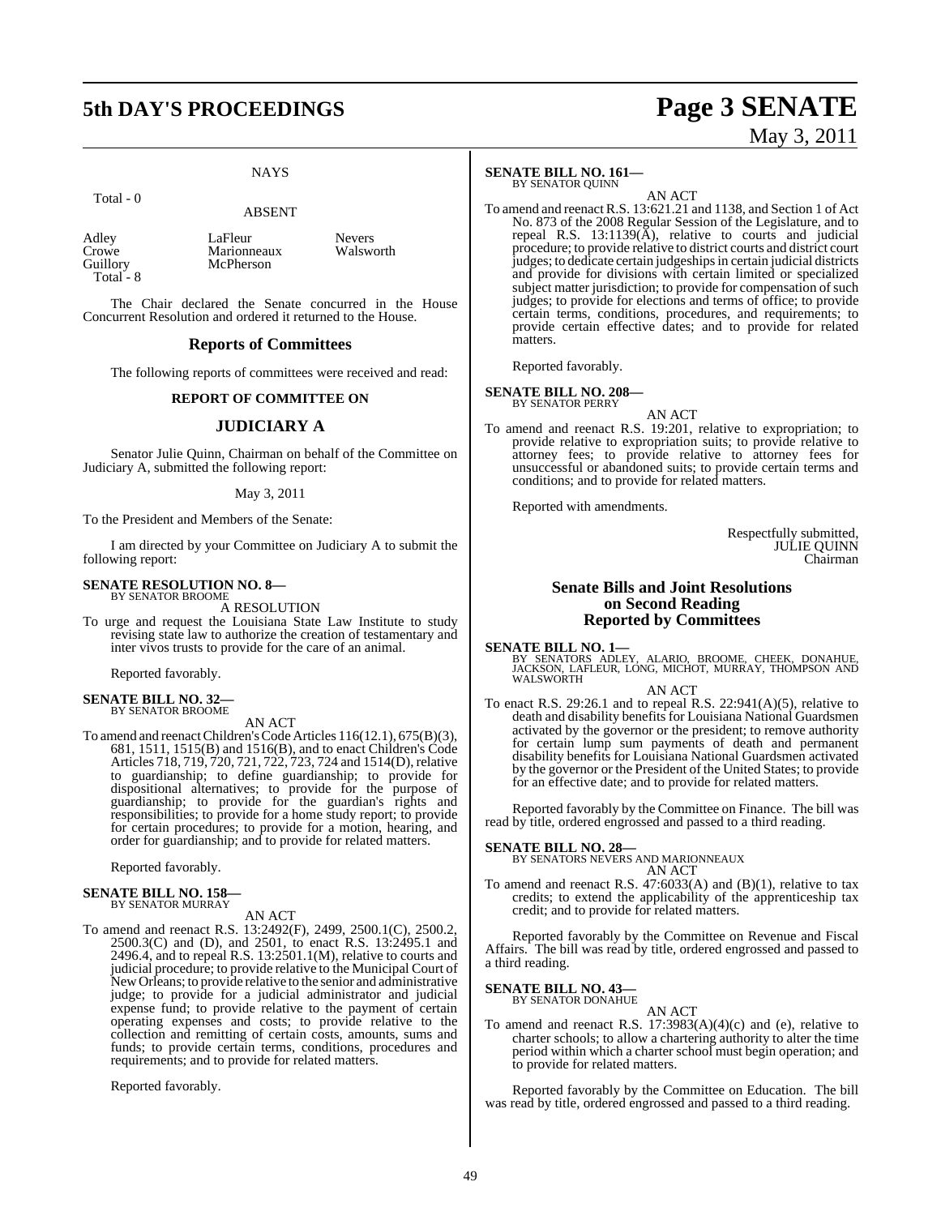NAYS

Total - 0

ABSENT

| | | |
|---|---|---|
| Adley | LaFleur | Nevers |
| Crowe | Marionneaux | Walsworth |
| Guillory | McPherson | |
| Total - 8 | | |

The Chair declared the Senate concurred in the House Concurrent Resolution and ordered it returned to the House.

## Reports of Committees

The following reports of committees were received and read:

### REPORT OF COMMITTEE ON

## JUDICIARY A

Senator Julie Quinn, Chairman on behalf of the Committee on Judiciary A, submitted the following report:

May 3, 2011

To the President and Members of the Senate:

I am directed by your Committee on Judiciary A to submit the following report:

**SENATE RESOLUTION NO. 8—**
BY SENATOR BROOME

A RESOLUTION

To urge and request the Louisiana State Law Institute to study revising state law to authorize the creation of testamentary and inter vivos trusts to provide for the care of an animal.

Reported favorably.

**SENATE BILL NO. 32—**
BY SENATOR BROOME

AN ACT

To amend and reenact Children's Code Articles 116(12.1), 675(B)(3), 681, 1511, 1515(B) and 1516(B), and to enact Children's Code Articles 718, 719, 720, 721, 722, 723, 724 and 1514(D), relative to guardianship; to define guardianship; to provide for dispositional alternatives; to provide for the purpose of guardianship; to provide for the guardian's rights and responsibilities; to provide for a home study report; to provide for certain procedures; to provide for a motion, hearing, and order for guardianship; and to provide for related matters.

Reported favorably.

**SENATE BILL NO. 158—**
BY SENATOR MURRAY

AN ACT

To amend and reenact R.S. 13:2492(F), 2499, 2500.1(C), 2500.2, 2500.3(C) and (D), and 2501, to enact R.S. 13:2495.1 and 2496.4, and to repeal R.S. 13:2501.1(M), relative to courts and judicial procedure; to provide relative to the Municipal Court of New Orleans; to provide relative to the senior and administrative judge; to provide for a judicial administrator and judicial expense fund; to provide relative to the payment of certain operating expenses and costs; to provide relative to the collection and remitting of certain costs, amounts, sums and funds; to provide certain terms, conditions, procedures and requirements; and to provide for related matters.

Reported favorably.

**SENATE BILL NO. 161—**
BY SENATOR QUINN

AN ACT

To amend and reenact R.S. 13:621.21 and 1138, and Section 1 of Act No. 873 of the 2008 Regular Session of the Legislature, and to repeal R.S. 13:1139(A), relative to courts and judicial procedure; to provide relative to district courts and district court judges; to dedicate certain judgeships in certain judicial districts and provide for divisions with certain limited or specialized subject matter jurisdiction; to provide for compensation of such judges; to provide for elections and terms of office; to provide certain terms, conditions, procedures, and requirements; to provide certain effective dates; and to provide for related matters.

Reported favorably.

**SENATE BILL NO. 208—**
BY SENATOR PERRY

AN ACT

To amend and reenact R.S. 19:201, relative to expropriation; to provide relative to expropriation suits; to provide relative to attorney fees; to provide relative to attorney fees for unsuccessful or abandoned suits; to provide certain terms and conditions; and to provide for related matters.

Reported with amendments.

Respectfully submitted,
JULIE QUINN
Chairman

## Senate Bills and Joint Resolutions on Second Reading Reported by Committees

**SENATE BILL NO. 1—**
BY SENATORS ADLEY, ALARIO, BROOME, CHEEK, DONAHUE, JACKSON, LAFLEUR, LONG, MICHOT, MURRAY, THOMPSON AND WALSWORTH

AN ACT

To enact R.S. 29:26.1 and to repeal R.S. 22:941(A)(5), relative to death and disability benefits for Louisiana National Guardsmen activated by the governor or the president; to remove authority for certain lump sum payments of death and permanent disability benefits for Louisiana National Guardsmen activated by the governor or the President of the United States; to provide for an effective date; and to provide for related matters.

Reported favorably by the Committee on Finance. The bill was read by title, ordered engrossed and passed to a third reading.

**SENATE BILL NO. 28—**
BY SENATORS NEVERS AND MARIONNEAUX

AN ACT

To amend and reenact R.S. 47:6033(A) and (B)(1), relative to tax credits; to extend the applicability of the apprenticeship tax credit; and to provide for related matters.

Reported favorably by the Committee on Revenue and Fiscal Affairs. The bill was read by title, ordered engrossed and passed to a third reading.

**SENATE BILL NO. 43—**
BY SENATOR DONAHUE

AN ACT

To amend and reenact R.S. 17:3983(A)(4)(c) and (e), relative to charter schools; to allow a chartering authority to alter the time period within which a charter school must begin operation; and to provide for related matters.

Reported favorably by the Committee on Education. The bill was read by title, ordered engrossed and passed to a third reading.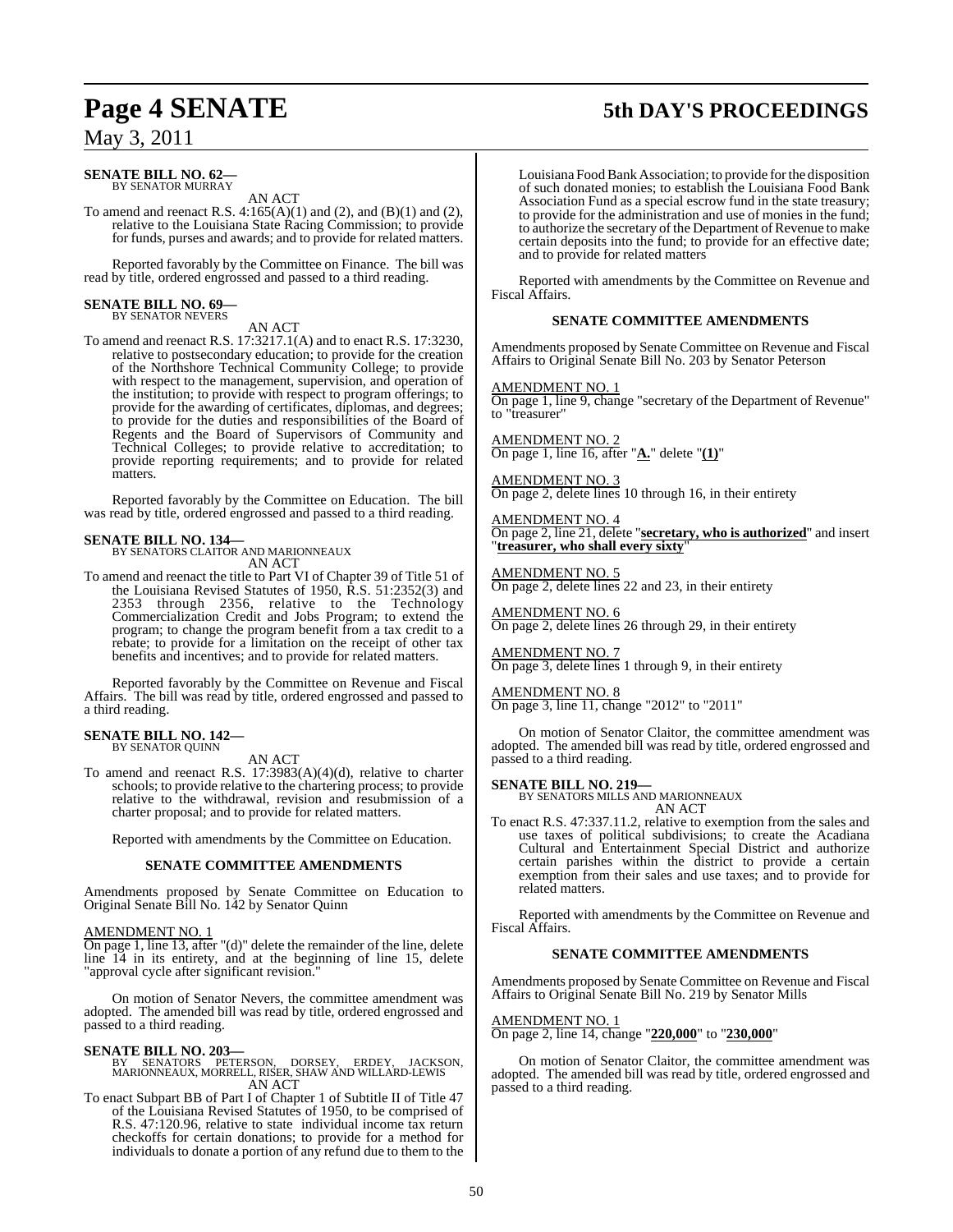**SENATE BILL NO. 62—**
BY SENATOR MURRAY

AN ACT

To amend and reenact R.S. 4:165(A)(1) and (2), and (B)(1) and (2), relative to the Louisiana State Racing Commission; to provide for funds, purses and awards; and to provide for related matters.

Reported favorably by the Committee on Finance. The bill was read by title, ordered engrossed and passed to a third reading.

**SENATE BILL NO. 69—**
BY SENATOR NEVERS

AN ACT

To amend and reenact R.S. 17:3217.1(A) and to enact R.S. 17:3230, relative to postsecondary education; to provide for the creation of the Northshore Technical Community College; to provide with respect to the management, supervision, and operation of the institution; to provide with respect to program offerings; to provide for the awarding of certificates, diplomas, and degrees; to provide for the duties and responsibilities of the Board of Regents and the Board of Supervisors of Community and Technical Colleges; to provide relative to accreditation; to provide reporting requirements; and to provide for related matters.

Reported favorably by the Committee on Education. The bill was read by title, ordered engrossed and passed to a third reading.

**SENATE BILL NO. 134—**
BY SENATORS CLAITOR AND MARIONNEAUX

AN ACT

To amend and reenact the title to Part VI of Chapter 39 of Title 51 of the Louisiana Revised Statutes of 1950, R.S. 51:2352(3) and 2353 through 2356, relative to the Technology Commercialization Credit and Jobs Program; to extend the program; to change the program benefit from a tax credit to a rebate; to provide for a limitation on the receipt of other tax benefits and incentives; and to provide for related matters.

Reported favorably by the Committee on Revenue and Fiscal Affairs. The bill was read by title, ordered engrossed and passed to a third reading.

**SENATE BILL NO. 142—**
BY SENATOR QUINN

AN ACT

To amend and reenact R.S. 17:3983(A)(4)(d), relative to charter schools; to provide relative to the chartering process; to provide relative to the withdrawal, revision and resubmission of a charter proposal; and to provide for related matters.

Reported with amendments by the Committee on Education.

**SENATE COMMITTEE AMENDMENTS**

Amendments proposed by Senate Committee on Education to Original Senate Bill No. 142 by Senator Quinn

AMENDMENT NO. 1
On page 1, line 13, after "(d)" delete the remainder of the line, delete line 14 in its entirety, and at the beginning of line 15, delete "approval cycle after significant revision."

On motion of Senator Nevers, the committee amendment was adopted. The amended bill was read by title, ordered engrossed and passed to a third reading.

**SENATE BILL NO. 203—**
BY SENATORS PETERSON, DORSEY, ERDEY, JACKSON, MARIONNEAUX, MORRELL, RISER, SHAW AND WILLARD-LEWIS

AN ACT

To enact Subpart BB of Part I of Chapter 1 of Subtitle II of Title 47 of the Louisiana Revised Statutes of 1950, to be comprised of R.S. 47:120.96, relative to state individual income tax return checkoffs for certain donations; to provide for a method for individuals to donate a portion of any refund due to them to the Louisiana Food Bank Association; to provide for the disposition of such donated monies; to establish the Louisiana Food Bank Association Fund as a special escrow fund in the state treasury; to provide for the administration and use of monies in the fund; to authorize the secretary of the Department of Revenue to make certain deposits into the fund; to provide for an effective date; and to provide for related matters

Reported with amendments by the Committee on Revenue and Fiscal Affairs.

**SENATE COMMITTEE AMENDMENTS**

Amendments proposed by Senate Committee on Revenue and Fiscal Affairs to Original Senate Bill No. 203 by Senator Peterson

AMENDMENT NO. 1
On page 1, line 9, change "secretary of the Department of Revenue" to "treasurer"

AMENDMENT NO. 2
On page 1, line 16, after "**A.**" delete "**(1)**"

AMENDMENT NO. 3
On page 2, delete lines 10 through 16, in their entirety

AMENDMENT NO. 4
On page 2, line 21, delete "**secretary, who is authorized**" and insert "**treasurer, who shall every sixty**"

AMENDMENT NO. 5
On page 2, delete lines 22 and 23, in their entirety

AMENDMENT NO. 6
On page 2, delete lines 26 through 29, in their entirety

AMENDMENT NO. 7
On page 3, delete lines 1 through 9, in their entirety

AMENDMENT NO. 8
On page 3, line 11, change "2012" to "2011"

On motion of Senator Claitor, the committee amendment was adopted. The amended bill was read by title, ordered engrossed and passed to a third reading.

**SENATE BILL NO. 219—**
BY SENATORS MILLS AND MARIONNEAUX

AN ACT

To enact R.S. 47:337.11.2, relative to exemption from the sales and use taxes of political subdivisions; to create the Acadiana Cultural and Entertainment Special District and authorize certain parishes within the district to provide a certain exemption from their sales and use taxes; and to provide for related matters.

Reported with amendments by the Committee on Revenue and Fiscal Affairs.

**SENATE COMMITTEE AMENDMENTS**

Amendments proposed by Senate Committee on Revenue and Fiscal Affairs to Original Senate Bill No. 219 by Senator Mills

AMENDMENT NO. 1
On page 2, line 14, change "**220,000**" to "**230,000**"

On motion of Senator Claitor, the committee amendment was adopted. The amended bill was read by title, ordered engrossed and passed to a third reading.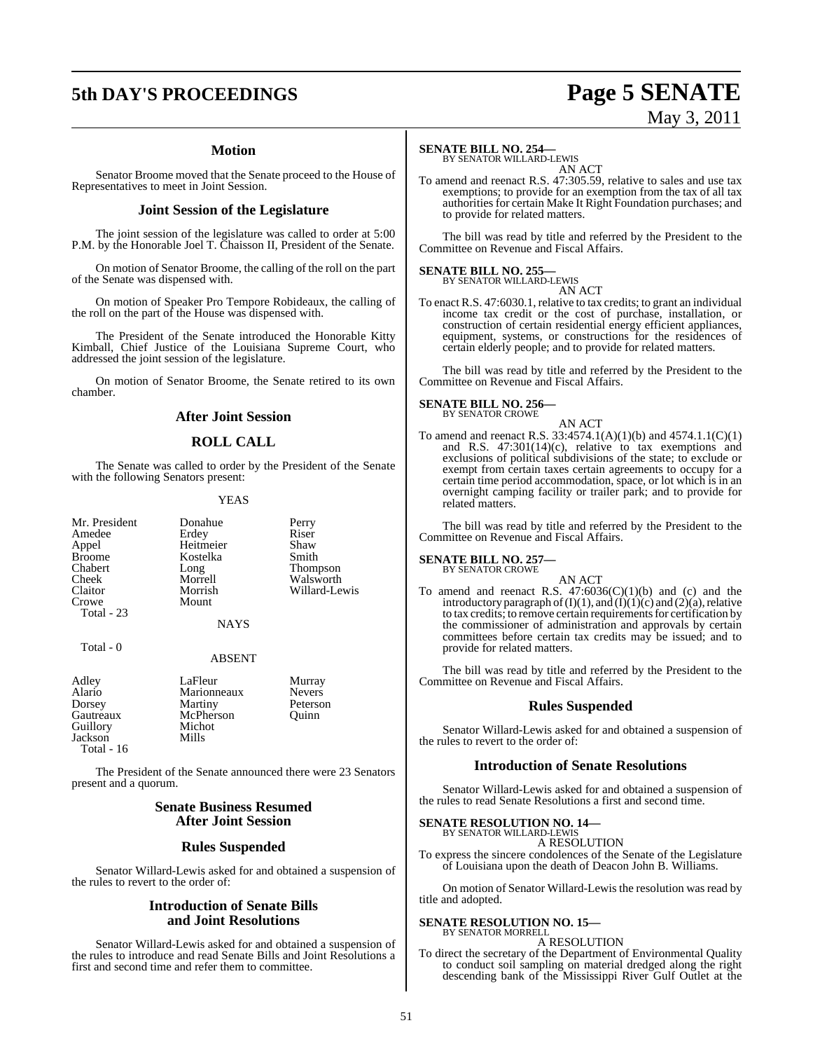### Motion

Senator Broome moved that the Senate proceed to the House of Representatives to meet in Joint Session.

### Joint Session of the Legislature

The joint session of the legislature was called to order at 5:00 P.M. by the Honorable Joel T. Chaisson II, President of the Senate.

On motion of Senator Broome, the calling of the roll on the part of the Senate was dispensed with.

On motion of Speaker Pro Tempore Robideaux, the calling of the roll on the part of the House was dispensed with.

The President of the Senate introduced the Honorable Kitty Kimball, Chief Justice of the Louisiana Supreme Court, who addressed the joint session of the legislature.

On motion of Senator Broome, the Senate retired to its own chamber.

### After Joint Session

### ROLL CALL

The Senate was called to order by the President of the Senate with the following Senators present:

YEAS

| | | |
|---|---|---|
| Mr. President | Donahue | Perry |
| Amedee | Erdey | Riser |
| Appel | Heitmeier | Shaw |
| Broome | Kostelka | Smith |
| Chabert | Long | Thompson |
| Cheek | Morrell | Walsworth |
| Claitor | Morrish | Willard-Lewis |
| Crowe | Mount | |

Total - 23

NAYS

Total - 0

ABSENT

| | | |
|---|---|---|
| Adley | LaFleur | Murray |
| Alario | Marionneaux | Nevers |
| Dorsey | Martiny | Peterson |
| Gautreaux | McPherson | Quinn |
| Guillory | Michot | |
| Jackson | Mills | |

Total - 16

The President of the Senate announced there were 23 Senators present and a quorum.

### Senate Business Resumed After Joint Session

### Rules Suspended

Senator Willard-Lewis asked for and obtained a suspension of the rules to revert to the order of:

### Introduction of Senate Bills and Joint Resolutions

Senator Willard-Lewis asked for and obtained a suspension of the rules to introduce and read Senate Bills and Joint Resolutions a first and second time and refer them to committee.

**SENATE BILL NO. 254—**
BY SENATOR WILLARD-LEWIS

AN ACT

To amend and reenact R.S. 47:305.59, relative to sales and use tax exemptions; to provide for an exemption from the tax of all tax authorities for certain Make It Right Foundation purchases; and to provide for related matters.

The bill was read by title and referred by the President to the Committee on Revenue and Fiscal Affairs.

**SENATE BILL NO. 255—**
BY SENATOR WILLARD-LEWIS

AN ACT

To enact R.S. 47:6030.1, relative to tax credits; to grant an individual income tax credit or the cost of purchase, installation, or construction of certain residential energy efficient appliances, equipment, systems, or constructions for the residences of certain elderly people; and to provide for related matters.

The bill was read by title and referred by the President to the Committee on Revenue and Fiscal Affairs.

**SENATE BILL NO. 256—**
BY SENATOR CROWE

AN ACT

To amend and reenact R.S. 33:4574.1(A)(1)(b) and 4574.1.1(C)(1) and R.S. 47:301(14)(c), relative to tax exemptions and exclusions of political subdivisions of the state; to exclude or exempt from certain taxes certain agreements to occupy for a certain time period accommodation, space, or lot which is in an overnight camping facility or trailer park; and to provide for related matters.

The bill was read by title and referred by the President to the Committee on Revenue and Fiscal Affairs.

**SENATE BILL NO. 257—**
BY SENATOR CROWE

AN ACT

To amend and reenact R.S. 47:6036(C)(1)(b) and (c) and the introductory paragraph of (I)(1), and (I)(1)(c) and (2)(a), relative to tax credits; to remove certain requirements for certification by the commissioner of administration and approvals by certain committees before certain tax credits may be issued; and to provide for related matters.

The bill was read by title and referred by the President to the Committee on Revenue and Fiscal Affairs.

### Rules Suspended

Senator Willard-Lewis asked for and obtained a suspension of the rules to revert to the order of:

### Introduction of Senate Resolutions

Senator Willard-Lewis asked for and obtained a suspension of the rules to read Senate Resolutions a first and second time.

**SENATE RESOLUTION NO. 14—**
BY SENATOR WILLARD-LEWIS

A RESOLUTION

To express the sincere condolences of the Senate of the Legislature of Louisiana upon the death of Deacon John B. Williams.

On motion of Senator Willard-Lewis the resolution was read by title and adopted.

**SENATE RESOLUTION NO. 15—**
BY SENATOR MORRELL

A RESOLUTION

To direct the secretary of the Department of Environmental Quality to conduct soil sampling on material dredged along the right descending bank of the Mississippi River Gulf Outlet at the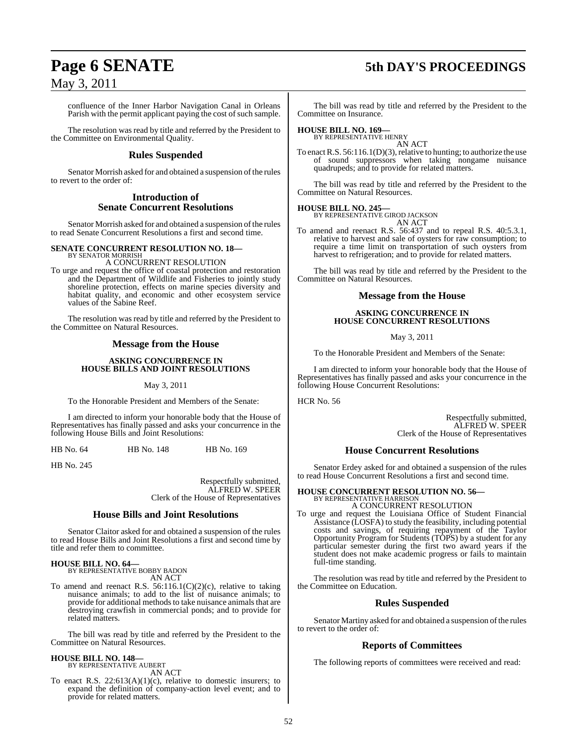confluence of the Inner Harbor Navigation Canal in Orleans Parish with the permit applicant paying the cost of such sample.

The resolution was read by title and referred by the President to the Committee on Environmental Quality.

## Rules Suspended

Senator Morrish asked for and obtained a suspension of the rules to revert to the order of:

## Introduction of Senate Concurrent Resolutions

Senator Morrish asked for and obtained a suspension of the rules to read Senate Concurrent Resolutions a first and second time.

**SENATE CONCURRENT RESOLUTION NO. 18—**
BY SENATOR MORRISH
A CONCURRENT RESOLUTION

To urge and request the office of coastal protection and restoration and the Department of Wildlife and Fisheries to jointly study shoreline protection, effects on marine species diversity and habitat quality, and economic and other ecosystem service values of the Sabine Reef.

The resolution was read by title and referred by the President to the Committee on Natural Resources.

## Message from the House

**ASKING CONCURRENCE IN HOUSE BILLS AND JOINT RESOLUTIONS**

May 3, 2011

To the Honorable President and Members of the Senate:

I am directed to inform your honorable body that the House of Representatives has finally passed and asks your concurrence in the following House Bills and Joint Resolutions:

HB No. 64 HB No. 148 HB No. 169

HB No. 245

Respectfully submitted,
ALFRED W. SPEER
Clerk of the House of Representatives

## House Bills and Joint Resolutions

Senator Claitor asked for and obtained a suspension of the rules to read House Bills and Joint Resolutions a first and second time by title and refer them to committee.

**HOUSE BILL NO. 64—**
BY REPRESENTATIVE BOBBY BADON
AN ACT

To amend and reenact R.S. 56:116.1(C)(2)(c), relative to taking nuisance animals; to add to the list of nuisance animals; to provide for additional methods to take nuisance animals that are destroying crawfish in commercial ponds; and to provide for related matters.

The bill was read by title and referred by the President to the Committee on Natural Resources.

**HOUSE BILL NO. 148—**
BY REPRESENTATIVE AUBERT
AN ACT

To enact R.S. 22:613(A)(1)(c), relative to domestic insurers; to expand the definition of company-action level event; and to provide for related matters.

The bill was read by title and referred by the President to the Committee on Insurance.

**HOUSE BILL NO. 169—**
BY REPRESENTATIVE HENRY
AN ACT

To enact R.S. 56:116.1(D)(3), relative to hunting; to authorize the use of sound suppressors when taking nongame nuisance quadrupeds; and to provide for related matters.

The bill was read by title and referred by the President to the Committee on Natural Resources.

**HOUSE BILL NO. 245—**
BY REPRESENTATIVE GIROD JACKSON
AN ACT

To amend and reenact R.S. 56:437 and to repeal R.S. 40:5.3.1, relative to harvest and sale of oysters for raw consumption; to require a time limit on transportation of such oysters from harvest to refrigeration; and to provide for related matters.

The bill was read by title and referred by the President to the Committee on Natural Resources.

## Message from the House

**ASKING CONCURRENCE IN HOUSE CONCURRENT RESOLUTIONS**

May 3, 2011

To the Honorable President and Members of the Senate:

I am directed to inform your honorable body that the House of Representatives has finally passed and asks your concurrence in the following House Concurrent Resolutions:

HCR No. 56

Respectfully submitted,
ALFRED W. SPEER
Clerk of the House of Representatives

## House Concurrent Resolutions

Senator Erdey asked for and obtained a suspension of the rules to read House Concurrent Resolutions a first and second time.

**HOUSE CONCURRENT RESOLUTION NO. 56—**
BY REPRESENTATIVE HARRISON
A CONCURRENT RESOLUTION

To urge and request the Louisiana Office of Student Financial Assistance (LOSFA) to study the feasibility, including potential costs and savings, of requiring repayment of the Taylor Opportunity Program for Students (TOPS) by a student for any particular semester during the first two award years if the student does not make academic progress or fails to maintain full-time standing.

The resolution was read by title and referred by the President to the Committee on Education.

## Rules Suspended

Senator Martiny asked for and obtained a suspension of the rules to revert to the order of:

## Reports of Committees

The following reports of committees were received and read: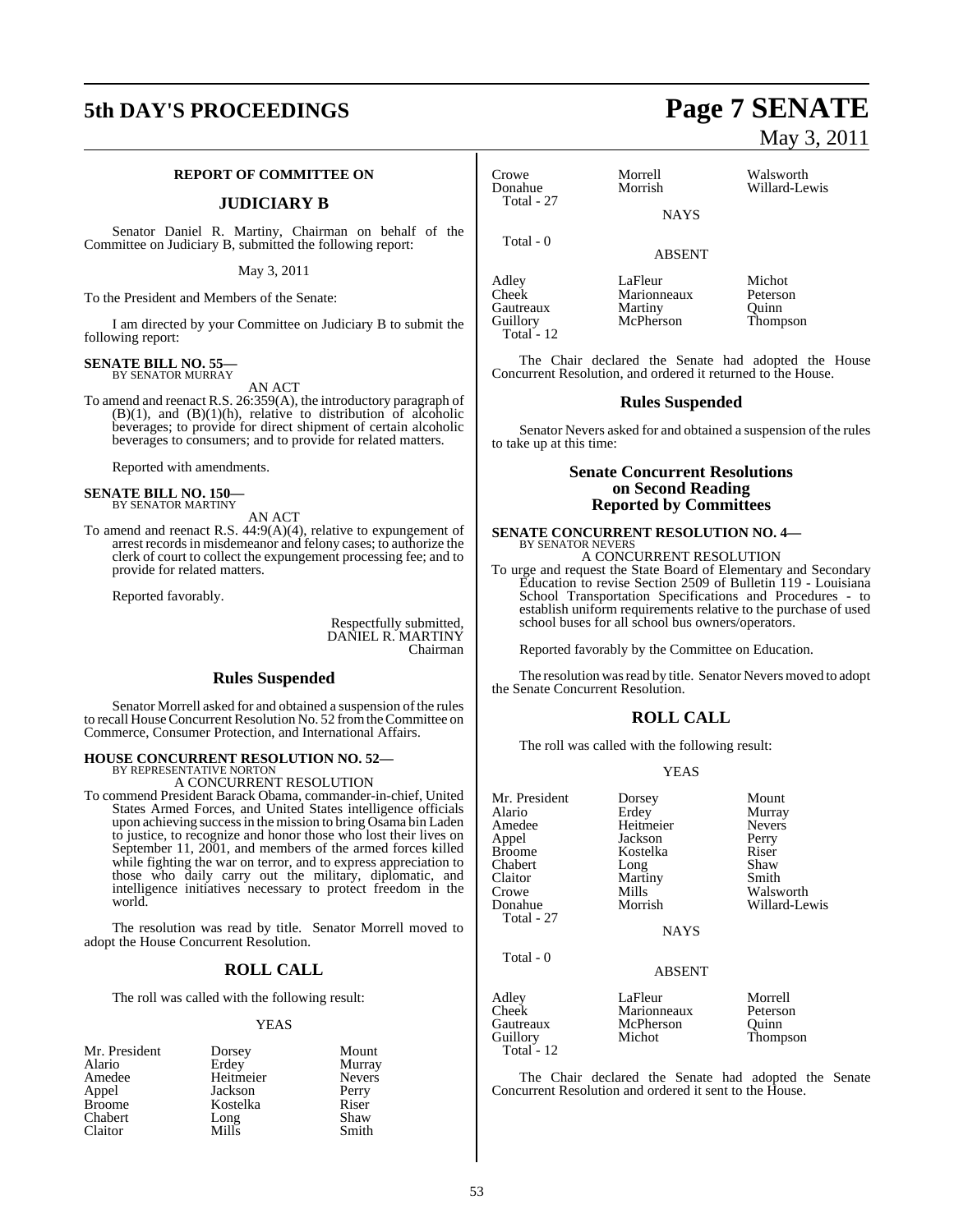### REPORT OF COMMITTEE ON

## JUDICIARY B

Senator Daniel R. Martiny, Chairman on behalf of the Committee on Judiciary B, submitted the following report:

May 3, 2011

To the President and Members of the Senate:

I am directed by your Committee on Judiciary B to submit the following report:

**SENATE BILL NO. 55—**
BY SENATOR MURRAY

AN ACT

To amend and reenact R.S. 26:359(A), the introductory paragraph of (B)(1), and (B)(1)(h), relative to distribution of alcoholic beverages; to provide for direct shipment of certain alcoholic beverages to consumers; and to provide for related matters.

Reported with amendments.

**SENATE BILL NO. 150—**
BY SENATOR MARTINY

AN ACT

To amend and reenact R.S. 44:9(A)(4), relative to expungement of arrest records in misdemeanor and felony cases; to authorize the clerk of court to collect the expungement processing fee; and to provide for related matters.

Reported favorably.

Respectfully submitted,
DANIEL R. MARTINY
Chairman

## Rules Suspended

Senator Morrell asked for and obtained a suspension of the rules to recall House Concurrent Resolution No. 52 from the Committee on Commerce, Consumer Protection, and International Affairs.

**HOUSE CONCURRENT RESOLUTION NO. 52—**
BY REPRESENTATIVE NORTON

A CONCURRENT RESOLUTION

To commend President Barack Obama, commander-in-chief, United States Armed Forces, and United States intelligence officials upon achieving success in the mission to bring Osama bin Laden to justice, to recognize and honor those who lost their lives on September 11, 2001, and members of the armed forces killed while fighting the war on terror, and to express appreciation to those who daily carry out the military, diplomatic, and intelligence initiatives necessary to protect freedom in the world.

The resolution was read by title. Senator Morrell moved to adopt the House Concurrent Resolution.

## ROLL CALL

The roll was called with the following result:

YEAS

| | | |
|---|---|---|
| Mr. President | Dorsey | Mount |
| Alario | Erdey | Murray |
| Amedee | Heitmeier | Nevers |
| Appel | Jackson | Perry |
| Broome | Kostelka | Riser |
| Chabert | Long | Shaw |
| Claitor | Mills | Smith |
| Crowe | Morrell | Walsworth |
| Donahue | Morrish | Willard-Lewis |

Total - 27

NAYS

Total - 0

ABSENT

| | | |
|---|---|---|
| Adley | LaFleur | Michot |
| Cheek | Marionneaux | Peterson |
| Gautreaux | Martiny | Quinn |
| Guillory | McPherson | Thompson |

Total - 12

The Chair declared the Senate had adopted the House Concurrent Resolution, and ordered it returned to the House.

## Rules Suspended

Senator Nevers asked for and obtained a suspension of the rules to take up at this time:

## Senate Concurrent Resolutions on Second Reading Reported by Committees

**SENATE CONCURRENT RESOLUTION NO. 4—**
BY SENATOR NEVERS

A CONCURRENT RESOLUTION

To urge and request the State Board of Elementary and Secondary Education to revise Section 2509 of Bulletin 119 - Louisiana School Transportation Specifications and Procedures - to establish uniform requirements relative to the purchase of used school buses for all school bus owners/operators.

Reported favorably by the Committee on Education.

The resolution was read by title. Senator Nevers moved to adopt the Senate Concurrent Resolution.

## ROLL CALL

The roll was called with the following result:

YEAS

| | | |
|---|---|---|
| Mr. President | Dorsey | Mount |
| Alario | Erdey | Murray |
| Amedee | Heitmeier | Nevers |
| Appel | Jackson | Perry |
| Broome | Kostelka | Riser |
| Chabert | Long | Shaw |
| Claitor | Martiny | Smith |
| Crowe | Mills | Walsworth |
| Donahue | Morrish | Willard-Lewis |

Total - 27

NAYS

Total - 0

ABSENT

| | | |
|---|---|---|
| Adley | LaFleur | Morrell |
| Cheek | Marionneaux | Peterson |
| Gautreaux | McPherson | Quinn |
| Guillory | Michot | Thompson |

Total - 12

The Chair declared the Senate had adopted the Senate Concurrent Resolution and ordered it sent to the House.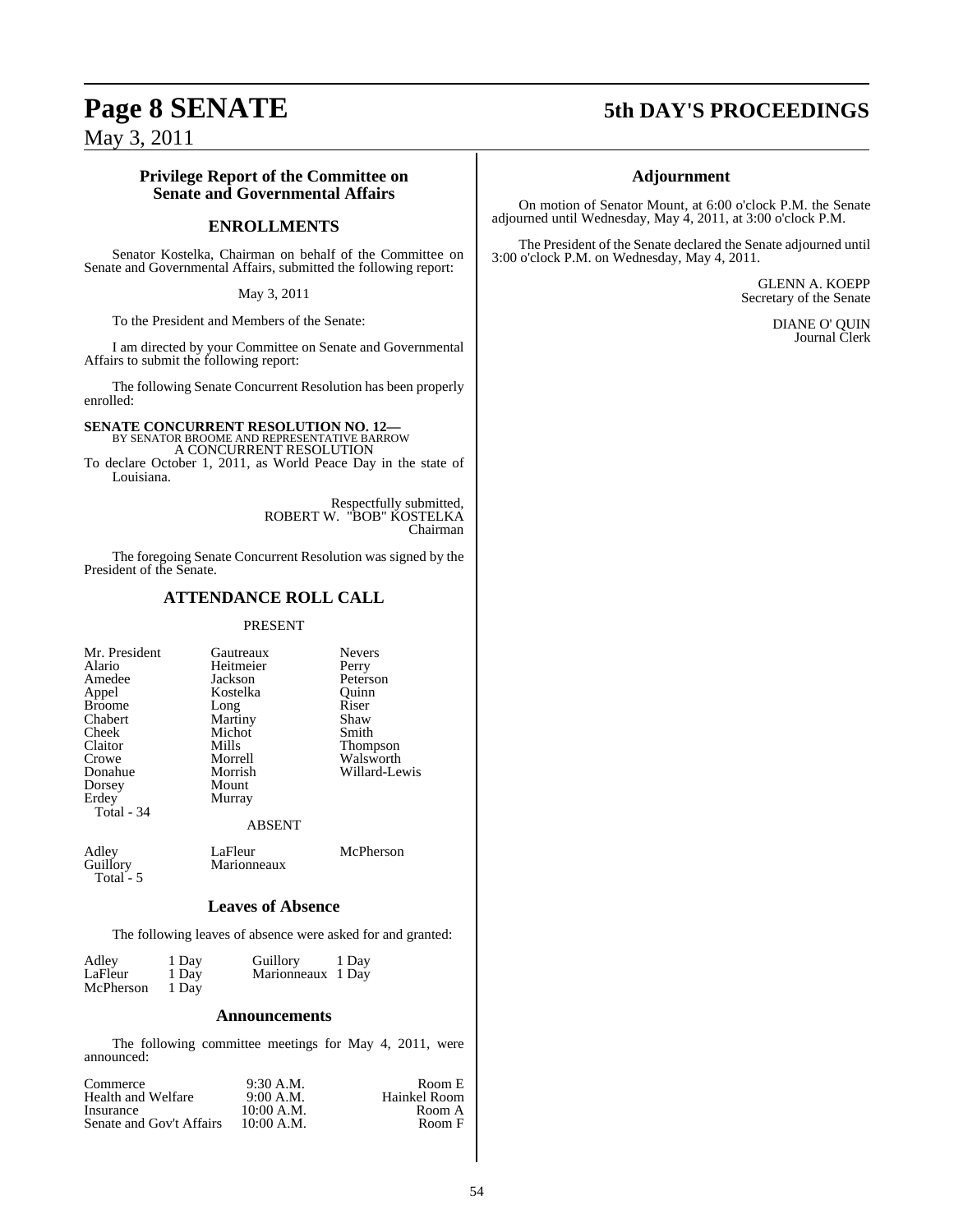## Privilege Report of the Committee on Senate and Governmental Affairs

### ENROLLMENTS

Senator Kostelka, Chairman on behalf of the Committee on Senate and Governmental Affairs, submitted the following report:

May 3, 2011

To the President and Members of the Senate:

I am directed by your Committee on Senate and Governmental Affairs to submit the following report:

The following Senate Concurrent Resolution has been properly enrolled:

**SENATE CONCURRENT RESOLUTION NO. 12—**
BY SENATOR BROOME AND REPRESENTATIVE BARROW
A CONCURRENT RESOLUTION
To declare October 1, 2011, as World Peace Day in the state of Louisiana.

Respectfully submitted,
ROBERT W. "BOB" KOSTELKA
Chairman

The foregoing Senate Concurrent Resolution was signed by the President of the Senate.

### ATTENDANCE ROLL CALL

PRESENT

| | | |
|---|---|---|
| Mr. President | Gautreaux | Nevers |
| Alario | Heitmeier | Perry |
| Amedee | Jackson | Peterson |
| Appel | Kostelka | Quinn |
| Broome | Long | Riser |
| Chabert | Martiny | Shaw |
| Cheek | Michot | Smith |
| Claitor | Mills | Thompson |
| Crowe | Morrell | Walsworth |
| Donahue | Morrish | Willard-Lewis |
| Dorsey | Mount | |
| Erdey | Murray | |

Total - 34

ABSENT

| | | |
|---|---|---|
| Adley | LaFleur | McPherson |
| Guillory | Marionneaux | |

Total - 5

### Leaves of Absence

The following leaves of absence were asked for and granted:

| | | | |
|---|---|---|---|
| Adley | 1 Day | Guillory | 1 Day |
| LaFleur | 1 Day | Marionneaux | 1 Day |
| McPherson | 1 Day | | |

### Announcements

The following committee meetings for May 4, 2011, were announced:

| | | |
|---|---|---|
| Commerce | 9:30 A.M. | Room E |
| Health and Welfare | 9:00 A.M. | Hainkel Room |
| Insurance | 10:00 A.M. | Room A |
| Senate and Gov't Affairs | 10:00 A.M. | Room F |

### Adjournment

On motion of Senator Mount, at 6:00 o'clock P.M. the Senate adjourned until Wednesday, May 4, 2011, at 3:00 o'clock P.M.

The President of the Senate declared the Senate adjourned until 3:00 o'clock P.M. on Wednesday, May 4, 2011.

GLENN A. KOEPP
Secretary of the Senate

DIANE O' QUIN
Journal Clerk